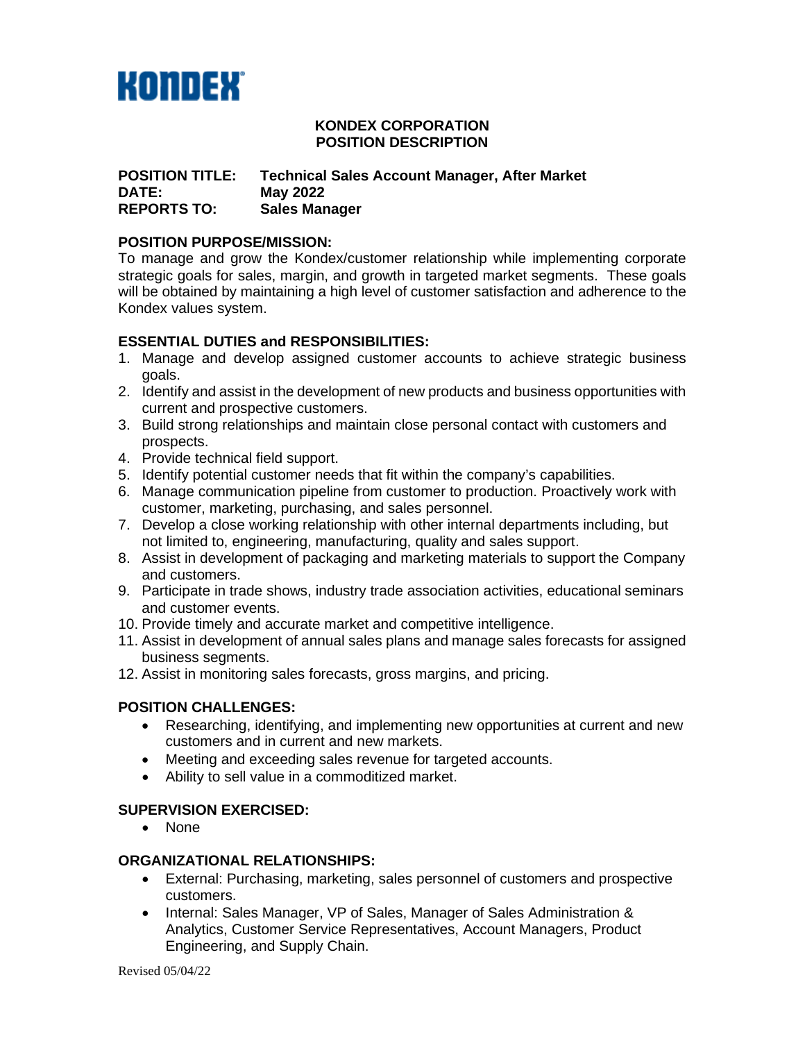**KONDEX**

# KONDEX CORPORATION
## POSITION DESCRIPTION

**POSITION TITLE:** **Technical Sales Account Manager, After Market**
**DATE:** **May 2022**
**REPORTS TO:** **Sales Manager**

### POSITION PURPOSE/MISSION:

To manage and grow the Kondex/customer relationship while implementing corporate strategic goals for sales, margin, and growth in targeted market segments. These goals will be obtained by maintaining a high level of customer satisfaction and adherence to the Kondex values system.

### ESSENTIAL DUTIES and RESPONSIBILITIES:

1. Manage and develop assigned customer accounts to achieve strategic business goals.
2. Identify and assist in the development of new products and business opportunities with current and prospective customers.
3. Build strong relationships and maintain close personal contact with customers and prospects.
4. Provide technical field support.
5. Identify potential customer needs that fit within the company's capabilities.
6. Manage communication pipeline from customer to production. Proactively work with customer, marketing, purchasing, and sales personnel.
7. Develop a close working relationship with other internal departments including, but not limited to, engineering, manufacturing, quality and sales support.
8. Assist in development of packaging and marketing materials to support the Company and customers.
9. Participate in trade shows, industry trade association activities, educational seminars and customer events.
10. Provide timely and accurate market and competitive intelligence.
11. Assist in development of annual sales plans and manage sales forecasts for assigned business segments.
12. Assist in monitoring sales forecasts, gross margins, and pricing.

### POSITION CHALLENGES:

- Researching, identifying, and implementing new opportunities at current and new customers and in current and new markets.
- Meeting and exceeding sales revenue for targeted accounts.
- Ability to sell value in a commoditized market.

### SUPERVISION EXERCISED:

- None

### ORGANIZATIONAL RELATIONSHIPS:

- External: Purchasing, marketing, sales personnel of customers and prospective customers.
- Internal: Sales Manager, VP of Sales, Manager of Sales Administration & Analytics, Customer Service Representatives, Account Managers, Product Engineering, and Supply Chain.

Revised 05/04/22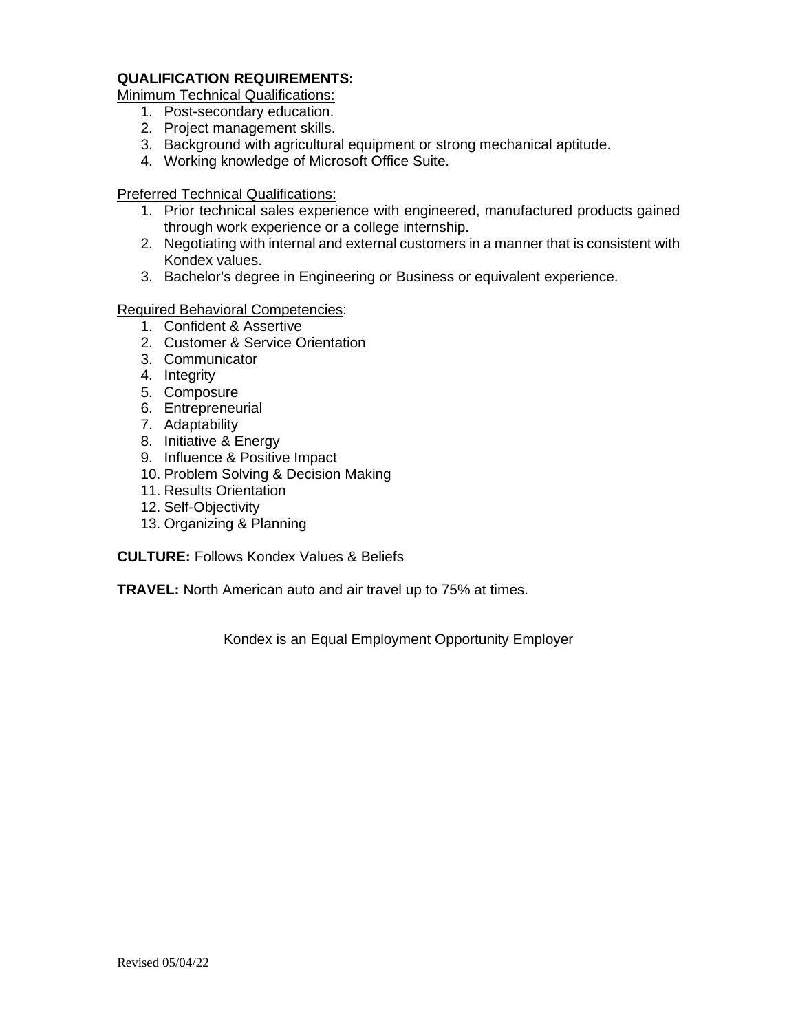**QUALIFICATION REQUIREMENTS:**

Minimum Technical Qualifications:

1. Post-secondary education.
2. Project management skills.
3. Background with agricultural equipment or strong mechanical aptitude.
4. Working knowledge of Microsoft Office Suite.

Preferred Technical Qualifications:

1. Prior technical sales experience with engineered, manufactured products gained through work experience or a college internship.
2. Negotiating with internal and external customers in a manner that is consistent with Kondex values.
3. Bachelor's degree in Engineering or Business or equivalent experience.

Required Behavioral Competencies:

1. Confident & Assertive
2. Customer & Service Orientation
3. Communicator
4. Integrity
5. Composure
6. Entrepreneurial
7. Adaptability
8. Initiative & Energy
9. Influence & Positive Impact
10. Problem Solving & Decision Making
11. Results Orientation
12. Self-Objectivity
13. Organizing & Planning

**CULTURE:** Follows Kondex Values & Beliefs

**TRAVEL:** North American auto and air travel up to 75% at times.

Kondex is an Equal Employment Opportunity Employer

Revised 05/04/22